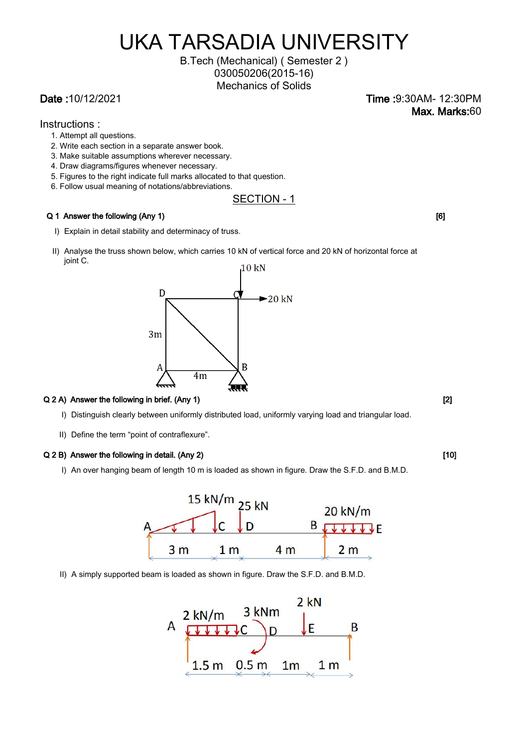# UKA TARSADIA UNIVERSITY

B.Tech (Mechanical) ( Semester 2 )
030050206(2015-16)
Mechanics of Solids

**Date :**10/12/2021

**Time :**9:30AM- 12:30PM
**Max. Marks:**60

Instructions :

1. Attempt all questions.
2. Write each section in a separate answer book.
3. Make suitable assumptions wherever necessary.
4. Draw diagrams/figures whenever necessary.
5. Figures to the right indicate full marks allocated to that question.
6. Follow usual meaning of notations/abbreviations.

## SECTION - 1

**Q 1 Answer the following (Any 1)** **[6]**

I) Explain in detail stability and determinacy of truss.

II) Analyse the truss shown below, which carries 10 kN of vertical force and 20 kN of horizontal force at joint C.

10 kN
D C 20 kN
3m
A 4m B

**Q 2 A) Answer the following in brief. (Any 1)** **[2]**

I) Distinguish clearly between uniformly distributed load, uniformly varying load and triangular load.

II) Define the term "point of contraflexure".

**Q 2 B) Answer the following in detail. (Any 2)** **[10]**

I) An over hanging beam of length 10 m is loaded as shown in figure. Draw the S.F.D. and B.M.D.

15 kN/m 25 kN 20 kN/m
A C D B E
3 m 1 m 4 m 2 m

II) A simply supported beam is loaded as shown in figure. Draw the S.F.D. and B.M.D.

2 kN/m 3 kNm 2 kN
A C D E B
1.5 m 0.5 m 1m 1 m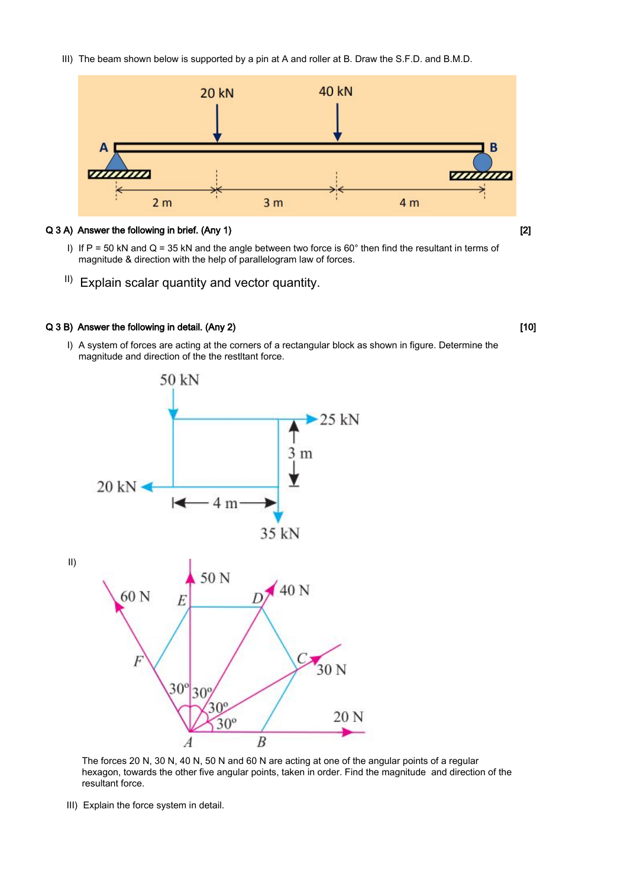III) The beam shown below is supported by a pin at A and roller at B. Draw the S.F.D. and B.M.D.

**Q 3 A) Answer the following in brief. (Any 1)** **[2]**

I) If P = 50 kN and Q = 35 kN and the angle between two force is 60° then find the resultant in terms of magnitude & direction with the help of parallelogram law of forces.

II) Explain scalar quantity and vector quantity.

**Q 3 B) Answer the following in detail. (Any 2)** **[10]**

I) A system of forces are acting at the corners of a rectangular block as shown in figure. Determine the magnitude and direction of the the restltant force.

II)

The forces 20 N, 30 N, 40 N, 50 N and 60 N are acting at one of the angular points of a regular hexagon, towards the other five angular points, taken in order. Find the magnitude and direction of the resultant force.

III) Explain the force system in detail.